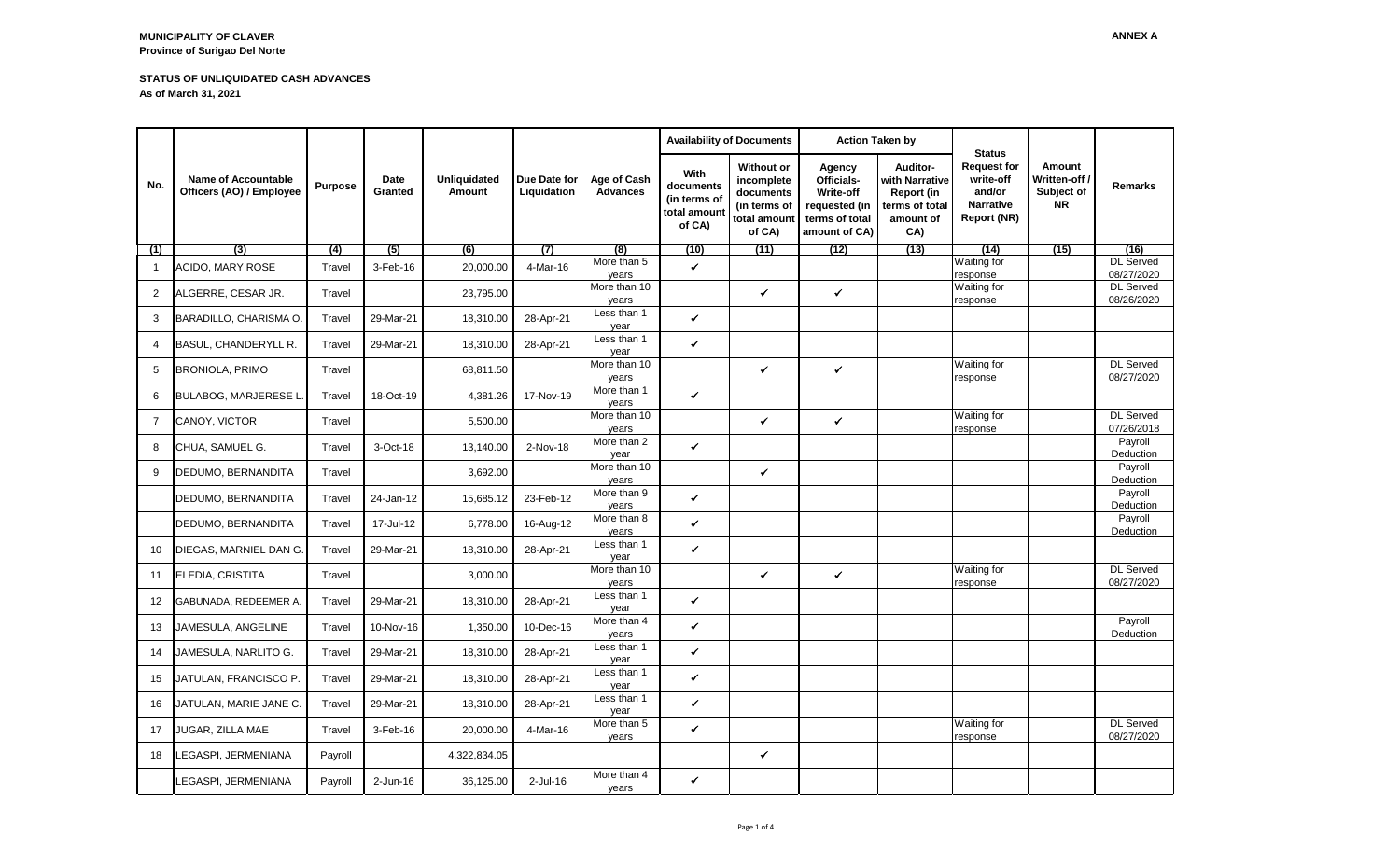**MUNICIPALITY OF CLAVER**
**Province of Surigao Del Norte**

**ANNEX A**

**STATUS OF UNLIQUIDATED CASH ADVANCES**
**As of March 31, 2021**

| No. | Name of Accountable Officers (AO) / Employee | Purpose | Date Granted | Unliquidated Amount | Due Date for Liquidation | Age of Cash Advances | Availability of Documents | | Action Taken by | | Status Request for write-off and/or Narrative Report (NR) | Amount Written-off / Subject of NR | Remarks |
|---|---|---|---|---|---|---|---|---|---|---|---|---|---|
| | | | | | | | With documents (in terms of total amount of CA) | Without or incomplete documents (in terms of total amount of CA) | Agency Officials-Write-off requested (in terms of total amount of CA) | Auditor-with Narrative Report (in terms of total amount of CA) | | | |
| (1) | (3) | (4) | (5) | (6) | (7) | (8) | (10) | (11) | (12) | (13) | (14) | (15) | (16) |
| 1 | ACIDO, MARY ROSE | Travel | 3-Feb-16 | 20,000.00 | 4-Mar-16 | More than 5 years | ✔ | | | | Waiting for response | | DL Served 08/27/2020 |
| 2 | ALGERRE, CESAR JR. | Travel | | 23,795.00 | | More than 10 years | | ✔ | ✔ | | Waiting for response | | DL Served 08/26/2020 |
| 3 | BARADILLO, CHARISMA O. | Travel | 29-Mar-21 | 18,310.00 | 28-Apr-21 | Less than 1 year | ✔ | | | | | | |
| 4 | BASUL, CHANDERYLL R. | Travel | 29-Mar-21 | 18,310.00 | 28-Apr-21 | Less than 1 year | ✔ | | | | | | |
| 5 | BRONIOLA, PRIMO | Travel | | 68,811.50 | | More than 10 years | | ✔ | ✔ | | Waiting for response | | DL Served 08/27/2020 |
| 6 | BULABOG, MARJERESE L. | Travel | 18-Oct-19 | 4,381.26 | 17-Nov-19 | More than 1 years | ✔ | | | | | | |
| 7 | CANOY, VICTOR | Travel | | 5,500.00 | | More than 10 years | | ✔ | ✔ | | Waiting for response | | DL Served 07/26/2018 |
| 8 | CHUA, SAMUEL G. | Travel | 3-Oct-18 | 13,140.00 | 2-Nov-18 | More than 2 year | ✔ | | | | | | Payroll Deduction |
| 9 | DEDUMO, BERNANDITA | Travel | | 3,692.00 | | More than 10 years | | ✔ | | | | | Payroll Deduction |
| | DEDUMO, BERNANDITA | Travel | 24-Jan-12 | 15,685.12 | 23-Feb-12 | More than 9 years | ✔ | | | | | | Payroll Deduction |
| | DEDUMO, BERNANDITA | Travel | 17-Jul-12 | 6,778.00 | 16-Aug-12 | More than 8 years | ✔ | | | | | | Payroll Deduction |
| 10 | DIEGAS, MARNIEL DAN G. | Travel | 29-Mar-21 | 18,310.00 | 28-Apr-21 | Less than 1 year | ✔ | | | | | | |
| 11 | ELEDIA, CRISTITA | Travel | | 3,000.00 | | More than 10 years | | ✔ | ✔ | | Waiting for response | | DL Served 08/27/2020 |
| 12 | GABUNADA, REDEEMER A. | Travel | 29-Mar-21 | 18,310.00 | 28-Apr-21 | Less than 1 year | ✔ | | | | | | |
| 13 | JAMESULA, ANGELINE | Travel | 10-Nov-16 | 1,350.00 | 10-Dec-16 | More than 4 years | ✔ | | | | | | Payroll Deduction |
| 14 | JAMESULA, NARLITO G. | Travel | 29-Mar-21 | 18,310.00 | 28-Apr-21 | Less than 1 year | ✔ | | | | | | |
| 15 | JATULAN, FRANCISCO P. | Travel | 29-Mar-21 | 18,310.00 | 28-Apr-21 | Less than 1 year | ✔ | | | | | | |
| 16 | JATULAN, MARIE JANE C. | Travel | 29-Mar-21 | 18,310.00 | 28-Apr-21 | Less than 1 year | ✔ | | | | | | |
| 17 | JUGAR, ZILLA MAE | Travel | 3-Feb-16 | 20,000.00 | 4-Mar-16 | More than 5 years | ✔ | | | | Waiting for response | | DL Served 08/27/2020 |
| 18 | LEGASPI, JERMENIANA | Payroll | | 4,322,834.05 | | | | ✔ | | | | | |
| | LEGASPI, JERMENIANA | Payroll | 2-Jun-16 | 36,125.00 | 2-Jul-16 | More than 4 years | ✔ | | | | | | |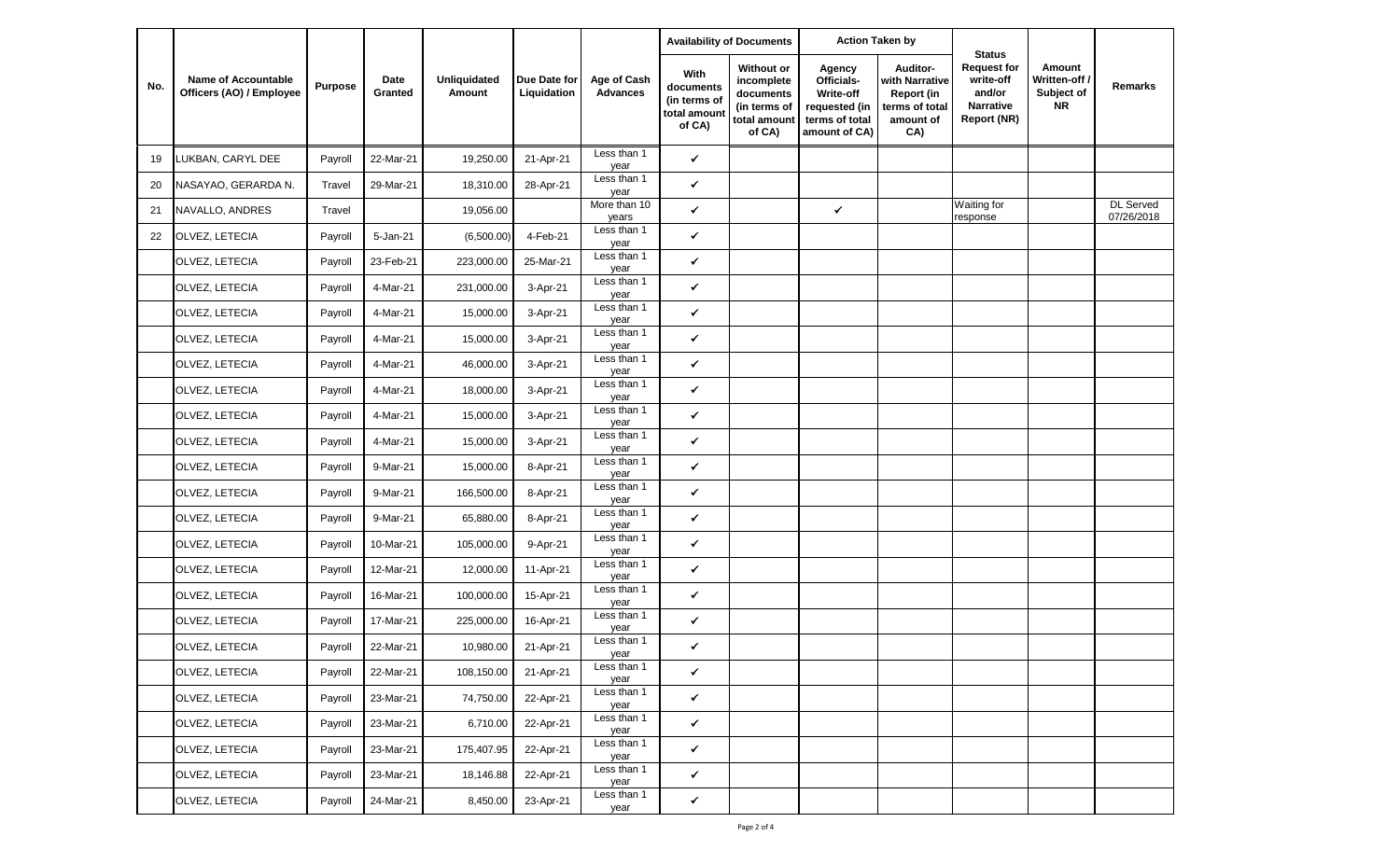| No. | Name of Accountable Officers (AO) / Employee | Purpose | Date Granted | Unliquidated Amount | Due Date for Liquidation | Age of Cash Advances | Availability of Documents | | Action Taken by | | Status Request for write-off and/or Narrative Report (NR) | Amount Written-off / Subject of NR | Remarks |
|---|---|---|---|---|---|---|---|---|---|---|---|---|---|
| | | | | | | | With documents (in terms of total amount of CA) | Without or incomplete documents (in terms of total amount of CA) | Agency Officials-Write-off requested (in terms of total amount of CA) | Auditor-with Narrative Report (in terms of total amount of CA) | | | |
| 19 | LUKBAN, CARYL DEE | Payroll | 22-Mar-21 | 19,250.00 | 21-Apr-21 | Less than 1 year | ✔ | | | | | | |
| 20 | NASAYAO, GERARDA N. | Travel | 29-Mar-21 | 18,310.00 | 28-Apr-21 | Less than 1 year | ✔ | | | | | | |
| 21 | NAVALLO, ANDRES | Travel | | 19,056.00 | | More than 10 years | ✔ | | ✔ | | Waiting for response | | DL Served 07/26/2018 |
| 22 | OLVEZ, LETECIA | Payroll | 5-Jan-21 | (6,500.00) | 4-Feb-21 | Less than 1 year | ✔ | | | | | | |
| | OLVEZ, LETECIA | Payroll | 23-Feb-21 | 223,000.00 | 25-Mar-21 | Less than 1 year | ✔ | | | | | | |
| | OLVEZ, LETECIA | Payroll | 4-Mar-21 | 231,000.00 | 3-Apr-21 | Less than 1 year | ✔ | | | | | | |
| | OLVEZ, LETECIA | Payroll | 4-Mar-21 | 15,000.00 | 3-Apr-21 | Less than 1 year | ✔ | | | | | | |
| | OLVEZ, LETECIA | Payroll | 4-Mar-21 | 15,000.00 | 3-Apr-21 | Less than 1 year | ✔ | | | | | | |
| | OLVEZ, LETECIA | Payroll | 4-Mar-21 | 46,000.00 | 3-Apr-21 | Less than 1 year | ✔ | | | | | | |
| | OLVEZ, LETECIA | Payroll | 4-Mar-21 | 18,000.00 | 3-Apr-21 | Less than 1 year | ✔ | | | | | | |
| | OLVEZ, LETECIA | Payroll | 4-Mar-21 | 15,000.00 | 3-Apr-21 | Less than 1 year | ✔ | | | | | | |
| | OLVEZ, LETECIA | Payroll | 4-Mar-21 | 15,000.00 | 3-Apr-21 | Less than 1 year | ✔ | | | | | | |
| | OLVEZ, LETECIA | Payroll | 9-Mar-21 | 15,000.00 | 8-Apr-21 | Less than 1 year | ✔ | | | | | | |
| | OLVEZ, LETECIA | Payroll | 9-Mar-21 | 166,500.00 | 8-Apr-21 | Less than 1 year | ✔ | | | | | | |
| | OLVEZ, LETECIA | Payroll | 9-Mar-21 | 65,880.00 | 8-Apr-21 | Less than 1 year | ✔ | | | | | | |
| | OLVEZ, LETECIA | Payroll | 10-Mar-21 | 105,000.00 | 9-Apr-21 | Less than 1 year | ✔ | | | | | | |
| | OLVEZ, LETECIA | Payroll | 12-Mar-21 | 12,000.00 | 11-Apr-21 | Less than 1 year | ✔ | | | | | | |
| | OLVEZ, LETECIA | Payroll | 16-Mar-21 | 100,000.00 | 15-Apr-21 | Less than 1 year | ✔ | | | | | | |
| | OLVEZ, LETECIA | Payroll | 17-Mar-21 | 225,000.00 | 16-Apr-21 | Less than 1 year | ✔ | | | | | | |
| | OLVEZ, LETECIA | Payroll | 22-Mar-21 | 10,980.00 | 21-Apr-21 | Less than 1 year | ✔ | | | | | | |
| | OLVEZ, LETECIA | Payroll | 22-Mar-21 | 108,150.00 | 21-Apr-21 | Less than 1 year | ✔ | | | | | | |
| | OLVEZ, LETECIA | Payroll | 23-Mar-21 | 74,750.00 | 22-Apr-21 | Less than 1 year | ✔ | | | | | | |
| | OLVEZ, LETECIA | Payroll | 23-Mar-21 | 6,710.00 | 22-Apr-21 | Less than 1 year | ✔ | | | | | | |
| | OLVEZ, LETECIA | Payroll | 23-Mar-21 | 175,407.95 | 22-Apr-21 | Less than 1 year | ✔ | | | | | | |
| | OLVEZ, LETECIA | Payroll | 23-Mar-21 | 18,146.88 | 22-Apr-21 | Less than 1 year | ✔ | | | | | | |
| | OLVEZ, LETECIA | Payroll | 24-Mar-21 | 8,450.00 | 23-Apr-21 | Less than 1 year | ✔ | | | | | | |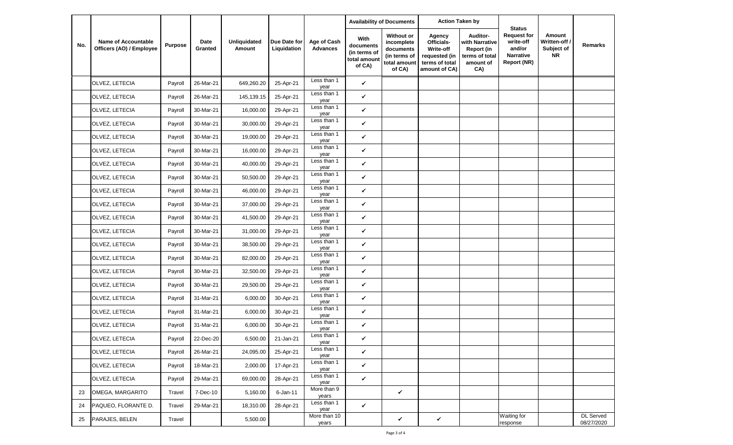| No. | Name of Accountable Officers (AO) / Employee | Purpose | Date Granted | Unliquidated Amount | Due Date for Liquidation | Age of Cash Advances | Availability of Documents | | Action Taken by | | Status Request for write-off and/or Narrative Report (NR) | Amount Written-off / Subject of NR | Remarks |
|---|---|---|---|---|---|---|---|---|---|---|---|---|---|
| | | | | | | | With documents (in terms of total amount of CA) | Without or incomplete documents (in terms of total amount of CA) | Agency Officials- Write-off requested (in terms of total amount of CA) | Auditor- with Narrative Report (in terms of total amount of CA) | | | |
| | OLVEZ, LETECIA | Payroll | 26-Mar-21 | 649,260.20 | 25-Apr-21 | Less than 1 year | ✔ | | | | | | |
| | OLVEZ, LETECIA | Payroll | 26-Mar-21 | 145,139.15 | 25-Apr-21 | Less than 1 year | ✔ | | | | | | |
| | OLVEZ, LETECIA | Payroll | 30-Mar-21 | 16,000.00 | 29-Apr-21 | Less than 1 year | ✔ | | | | | | |
| | OLVEZ, LETECIA | Payroll | 30-Mar-21 | 30,000.00 | 29-Apr-21 | Less than 1 year | ✔ | | | | | | |
| | OLVEZ, LETECIA | Payroll | 30-Mar-21 | 19,000.00 | 29-Apr-21 | Less than 1 year | ✔ | | | | | | |
| | OLVEZ, LETECIA | Payroll | 30-Mar-21 | 16,000.00 | 29-Apr-21 | Less than 1 year | ✔ | | | | | | |
| | OLVEZ, LETECIA | Payroll | 30-Mar-21 | 40,000.00 | 29-Apr-21 | Less than 1 year | ✔ | | | | | | |
| | OLVEZ, LETECIA | Payroll | 30-Mar-21 | 50,500.00 | 29-Apr-21 | Less than 1 year | ✔ | | | | | | |
| | OLVEZ, LETECIA | Payroll | 30-Mar-21 | 46,000.00 | 29-Apr-21 | Less than 1 year | ✔ | | | | | | |
| | OLVEZ, LETECIA | Payroll | 30-Mar-21 | 37,000.00 | 29-Apr-21 | Less than 1 year | ✔ | | | | | | |
| | OLVEZ, LETECIA | Payroll | 30-Mar-21 | 41,500.00 | 29-Apr-21 | Less than 1 year | ✔ | | | | | | |
| | OLVEZ, LETECIA | Payroll | 30-Mar-21 | 31,000.00 | 29-Apr-21 | Less than 1 year | ✔ | | | | | | |
| | OLVEZ, LETECIA | Payroll | 30-Mar-21 | 38,500.00 | 29-Apr-21 | Less than 1 year | ✔ | | | | | | |
| | OLVEZ, LETECIA | Payroll | 30-Mar-21 | 82,000.00 | 29-Apr-21 | Less than 1 year | ✔ | | | | | | |
| | OLVEZ, LETECIA | Payroll | 30-Mar-21 | 32,500.00 | 29-Apr-21 | Less than 1 year | ✔ | | | | | | |
| | OLVEZ, LETECIA | Payroll | 30-Mar-21 | 29,500.00 | 29-Apr-21 | Less than 1 year | ✔ | | | | | | |
| | OLVEZ, LETECIA | Payroll | 31-Mar-21 | 6,000.00 | 30-Apr-21 | Less than 1 year | ✔ | | | | | | |
| | OLVEZ, LETECIA | Payroll | 31-Mar-21 | 6,000.00 | 30-Apr-21 | Less than 1 year | ✔ | | | | | | |
| | OLVEZ, LETECIA | Payroll | 31-Mar-21 | 6,000.00 | 30-Apr-21 | Less than 1 year | ✔ | | | | | | |
| | OLVEZ, LETECIA | Payroll | 22-Dec-20 | 6,500.00 | 21-Jan-21 | Less than 1 year | ✔ | | | | | | |
| | OLVEZ, LETECIA | Payroll | 26-Mar-21 | 24,095.00 | 25-Apr-21 | Less than 1 year | ✔ | | | | | | |
| | OLVEZ, LETECIA | Payroll | 18-Mar-21 | 2,000.00 | 17-Apr-21 | Less than 1 year | ✔ | | | | | | |
| | OLVEZ, LETECIA | Payroll | 29-Mar-21 | 69,000.00 | 28-Apr-21 | Less than 1 year | ✔ | | | | | | |
| 23 | OMEGA, MARGARITO | Travel | 7-Dec-10 | 5,160.00 | 6-Jan-11 | More than 9 years | | ✔ | | | | | |
| 24 | PAQUEO, FLORANTE D. | Travel | 29-Mar-21 | 18,310.00 | 28-Apr-21 | Less than 1 year | ✔ | | | | | | |
| 25 | PARAJES, BELEN | Travel | | 5,500.00 | | More than 10 years | | ✔ | ✔ | | Waiting for response | | DL Served 08/27/2020 |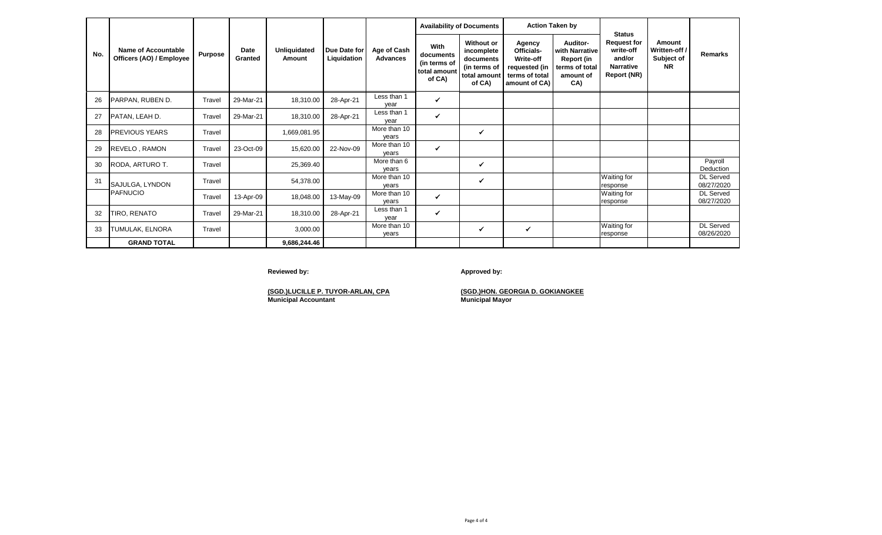| No. | Name of Accountable Officers (AO) / Employee | Purpose | Date Granted | Unliquidated Amount | Due Date for Liquidation | Age of Cash Advances | Availability of Documents | | Action Taken by | | Status Request for write-off and/or Narrative Report (NR) | Amount Written-off / Subject of NR | Remarks |
|---|---|---|---|---|---|---|---|---|---|---|---|---|---|
| | | | | | | | With documents (in terms of total amount of CA) | Without or incomplete documents (in terms of total amount of CA) | Agency Officials-Write-off requested (in terms of total amount of CA) | Auditor-with Narrative Report (in terms of total amount of CA) | | | |
| 26 | PARPAN, RUBEN D. | Travel | 29-Mar-21 | 18,310.00 | 28-Apr-21 | Less than 1 year | ✔ | | | | | | |
| 27 | PATAN, LEAH D. | Travel | 29-Mar-21 | 18,310.00 | 28-Apr-21 | Less than 1 year | ✔ | | | | | | |
| 28 | PREVIOUS YEARS | Travel | | 1,669,081.95 | | More than 10 years | | ✔ | | | | | |
| 29 | REVELO , RAMON | Travel | 23-Oct-09 | 15,620.00 | 22-Nov-09 | More than 10 years | ✔ | | | | | | |
| 30 | RODA, ARTURO T. | Travel | | 25,369.40 | | More than 6 years | | ✔ | | | | | Payroll Deduction |
| 31 | SAJULGA, LYNDON PAFNUCIO | Travel | | 54,378.00 | | More than 10 years | | ✔ | | | Waiting for response | | DL Served 08/27/2020 |
| | | Travel | 13-Apr-09 | 18,048.00 | 13-May-09 | More than 10 years | ✔ | | | | Waiting for response | | DL Served 08/27/2020 |
| 32 | TIRO, RENATO | Travel | 29-Mar-21 | 18,310.00 | 28-Apr-21 | Less than 1 year | ✔ | | | | | | |
| 33 | TUMULAK, ELNORA | Travel | | 3,000.00 | | More than 10 years | | ✔ | ✔ | | Waiting for response | | DL Served 08/26/2020 |
| | **GRAND TOTAL** | | | **9,686,244.46** | | | | | | | | | |

**Reviewed by:**

**(SGD.)LUCILLE P. TUYOR-ARLAN, CPA**
**Municipal Accountant**

**Approved by:**

**(SGD.)HON. GEORGIA D. GOKIANGKEE**
**Municipal Mayor**